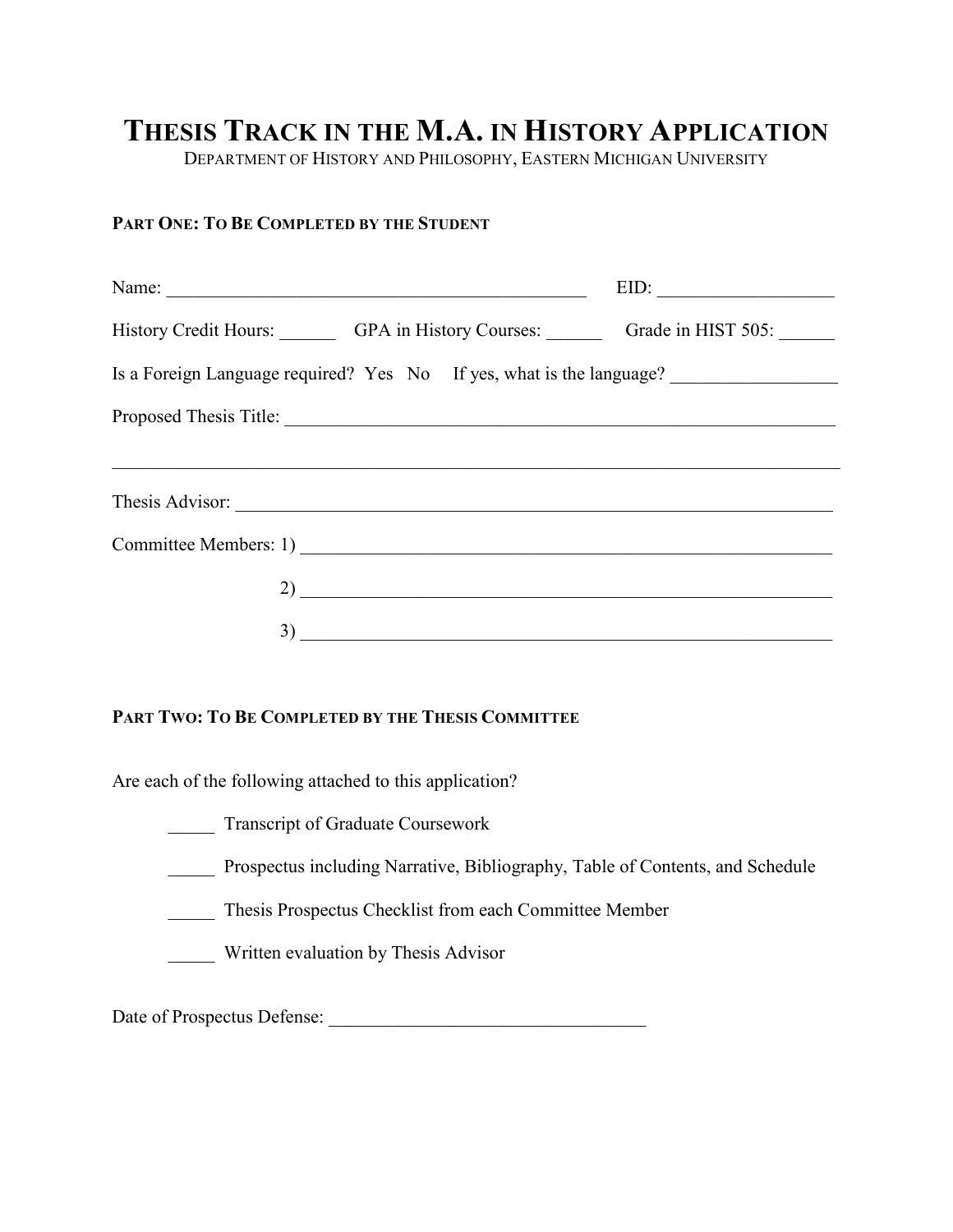# THESIS TRACK IN THE M.A. IN HISTORY APPLICATION

DEPARTMENT OF HISTORY AND PHILOSOPHY, EASTERN MICHIGAN UNIVERSITY

**PART ONE: TO BE COMPLETED BY THE STUDENT**

Name: _____________________________________________ EID: __________________

History Credit Hours: ______ GPA in History Courses: ______ Grade in HIST 505: ______

Is a Foreign Language required? Yes No If yes, what is the language? _________________

Proposed Thesis Title: ____________________________________________________________

_________________________________________________________________________________

Thesis Advisor: _________________________________________________________________

Committee Members: 1) ____________________________________________________________

2) ____________________________________________________________

3) ____________________________________________________________

**PART TWO: TO BE COMPLETED BY THE THESIS COMMITTEE**

Are each of the following attached to this application?

_____ Transcript of Graduate Coursework

_____ Prospectus including Narrative, Bibliography, Table of Contents, and Schedule

_____ Thesis Prospectus Checklist from each Committee Member

_____ Written evaluation by Thesis Advisor

Date of Prospectus Defense: __________________________________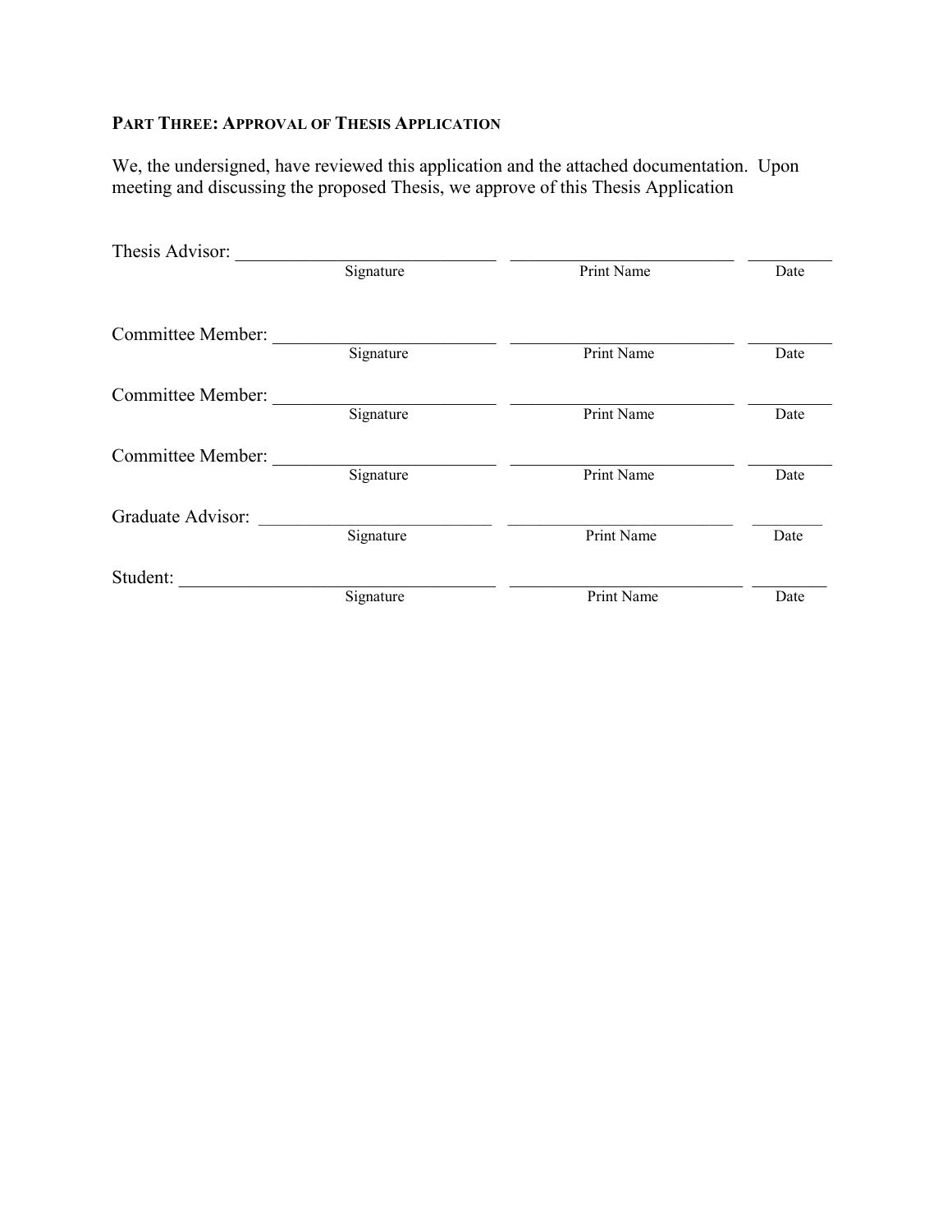### Part Three: Approval of Thesis Application

We, the undersigned, have reviewed this application and the attached documentation. Upon meeting and discussing the proposed Thesis, we approve of this Thesis Application

Thesis Advisor: ______________________________ ______________________________ __________
Signature Print Name Date

Committee Member: ______________________________ ______________________________ __________
Signature Print Name Date

Committee Member: ______________________________ ______________________________ __________
Signature Print Name Date

Committee Member: ______________________________ ______________________________ __________
Signature Print Name Date

Graduate Advisor: ______________________________ ______________________________ __________
Signature Print Name Date

Student: ______________________________ ______________________________ __________
Signature Print Name Date